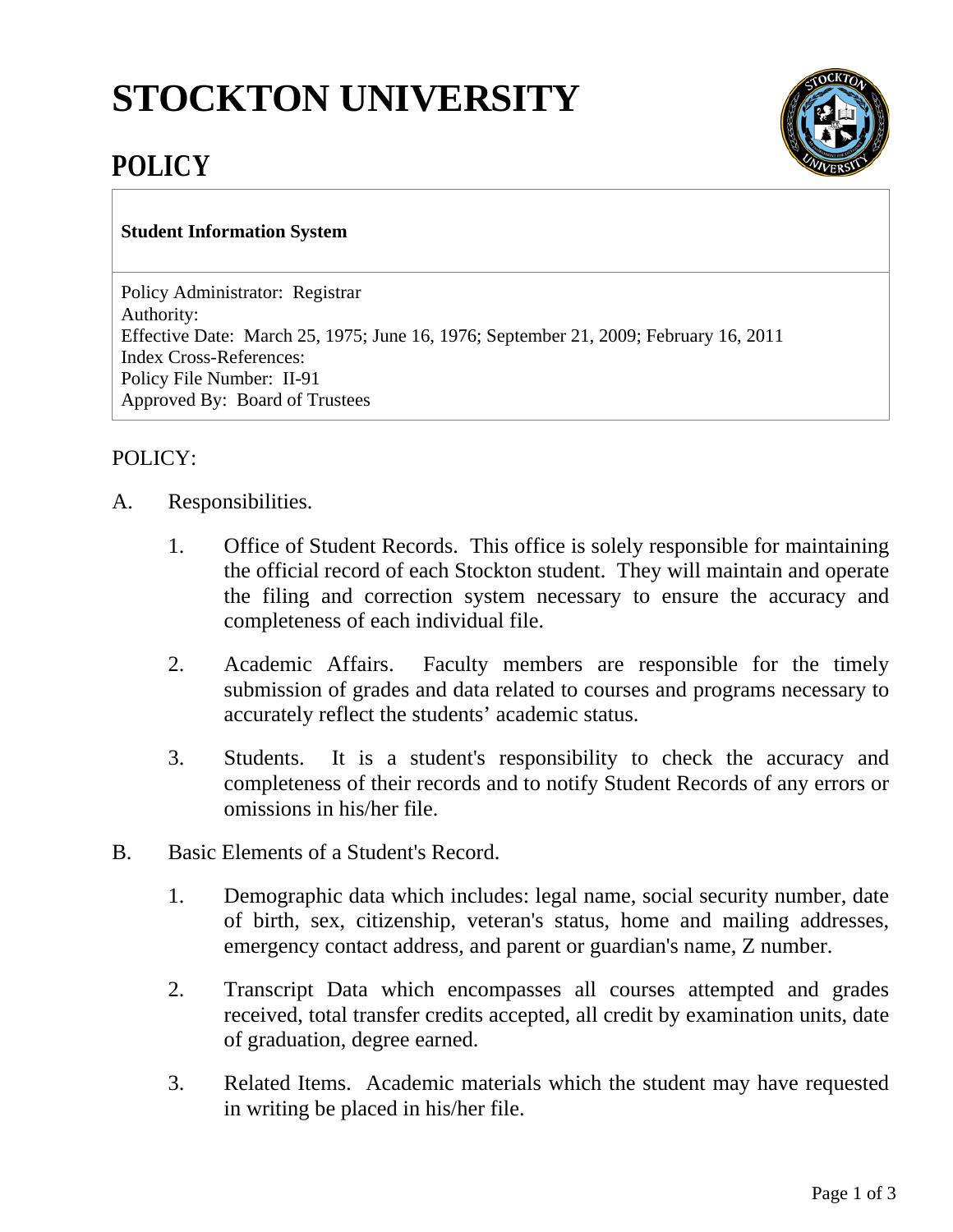# STOCKTON UNIVERSITY

## POLICY

**Student Information System**

Policy Administrator: Registrar
Authority:
Effective Date: March 25, 1975; June 16, 1976; September 21, 2009; February 16, 2011
Index Cross-References:
Policy File Number: II-91
Approved By: Board of Trustees

POLICY:

A. Responsibilities.

1. Office of Student Records. This office is solely responsible for maintaining the official record of each Stockton student. They will maintain and operate the filing and correction system necessary to ensure the accuracy and completeness of each individual file.

2. Academic Affairs. Faculty members are responsible for the timely submission of grades and data related to courses and programs necessary to accurately reflect the students' academic status.

3. Students. It is a student's responsibility to check the accuracy and completeness of their records and to notify Student Records of any errors or omissions in his/her file.

B. Basic Elements of a Student's Record.

1. Demographic data which includes: legal name, social security number, date of birth, sex, citizenship, veteran's status, home and mailing addresses, emergency contact address, and parent or guardian's name, Z number.

2. Transcript Data which encompasses all courses attempted and grades received, total transfer credits accepted, all credit by examination units, date of graduation, degree earned.

3. Related Items. Academic materials which the student may have requested in writing be placed in his/her file.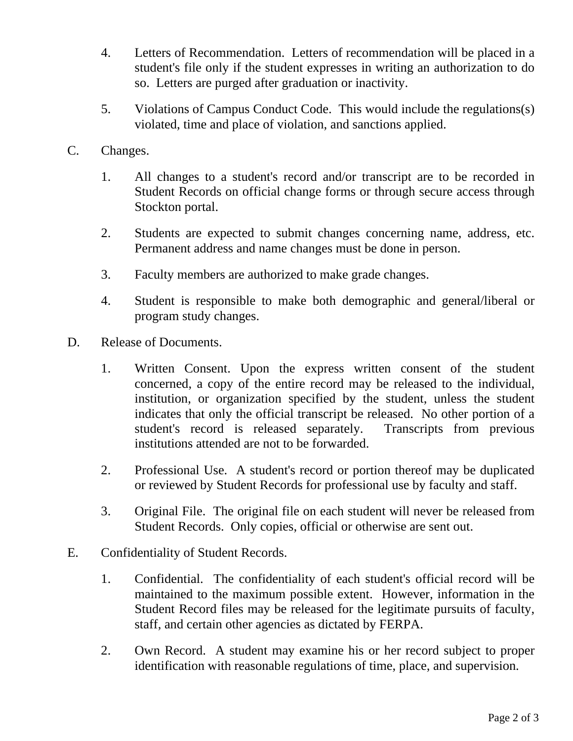4. Letters of Recommendation. Letters of recommendation will be placed in a student's file only if the student expresses in writing an authorization to do so. Letters are purged after graduation or inactivity.

5. Violations of Campus Conduct Code. This would include the regulations(s) violated, time and place of violation, and sanctions applied.

C. Changes.

1. All changes to a student's record and/or transcript are to be recorded in Student Records on official change forms or through secure access through Stockton portal.

2. Students are expected to submit changes concerning name, address, etc. Permanent address and name changes must be done in person.

3. Faculty members are authorized to make grade changes.

4. Student is responsible to make both demographic and general/liberal or program study changes.

D. Release of Documents.

1. Written Consent. Upon the express written consent of the student concerned, a copy of the entire record may be released to the individual, institution, or organization specified by the student, unless the student indicates that only the official transcript be released. No other portion of a student's record is released separately. Transcripts from previous institutions attended are not to be forwarded.

2. Professional Use. A student's record or portion thereof may be duplicated or reviewed by Student Records for professional use by faculty and staff.

3. Original File. The original file on each student will never be released from Student Records. Only copies, official or otherwise are sent out.

E. Confidentiality of Student Records.

1. Confidential. The confidentiality of each student's official record will be maintained to the maximum possible extent. However, information in the Student Record files may be released for the legitimate pursuits of faculty, staff, and certain other agencies as dictated by FERPA.

2. Own Record. A student may examine his or her record subject to proper identification with reasonable regulations of time, place, and supervision.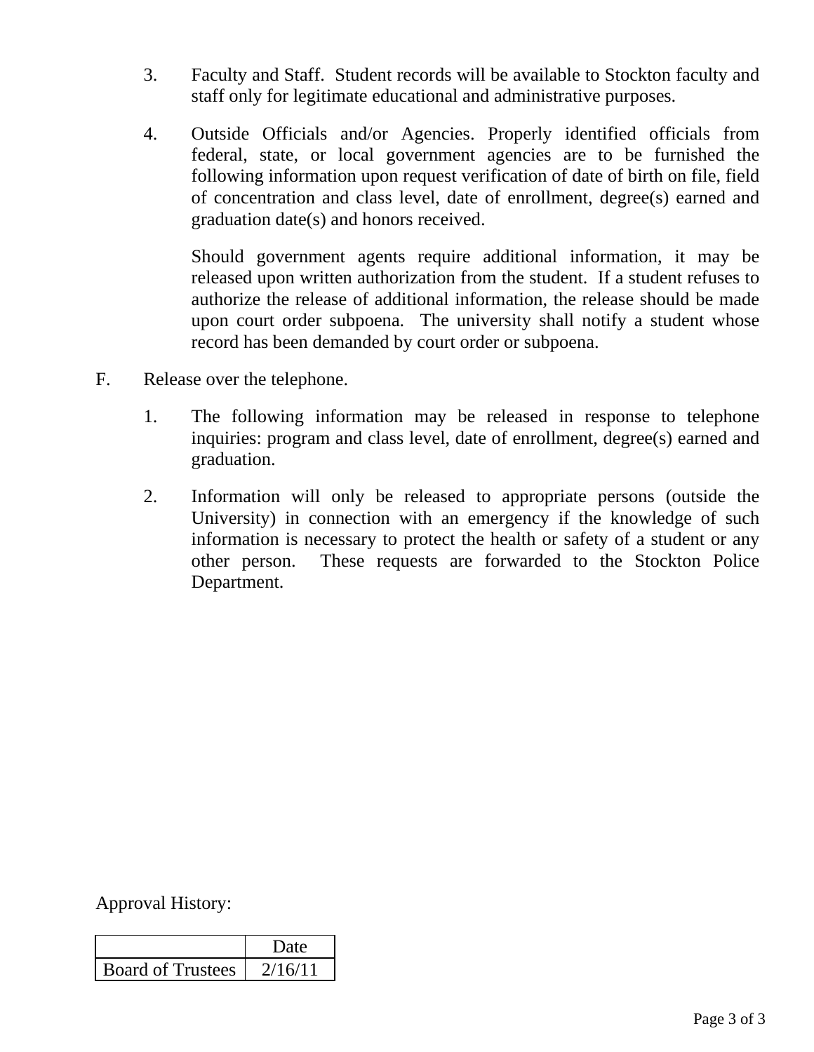3. Faculty and Staff. Student records will be available to Stockton faculty and staff only for legitimate educational and administrative purposes.

4. Outside Officials and/or Agencies. Properly identified officials from federal, state, or local government agencies are to be furnished the following information upon request verification of date of birth on file, field of concentration and class level, date of enrollment, degree(s) earned and graduation date(s) and honors received.

   Should government agents require additional information, it may be released upon written authorization from the student. If a student refuses to authorize the release of additional information, the release should be made upon court order subpoena. The university shall notify a student whose record has been demanded by court order or subpoena.

F. Release over the telephone.

   1. The following information may be released in response to telephone inquiries: program and class level, date of enrollment, degree(s) earned and graduation.

   2. Information will only be released to appropriate persons (outside the University) in connection with an emergency if the knowledge of such information is necessary to protect the health or safety of a student or any other person. These requests are forwarded to the Stockton Police Department.

Approval History:

| | Date |
|---|---|
| Board of Trustees | 2/16/11 |